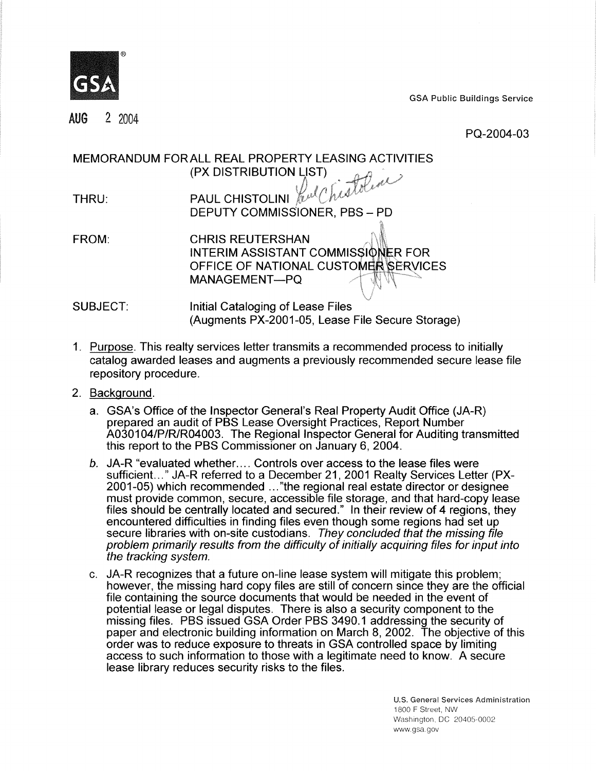GSA

AUG 2 2004

GSA Public Buildings Service

PQ-2004-03

MEMORANDUM FOR ALL REAL PROPERTY LEASING ACTIVITIES
(PX DISTRIBUTION LIST)

THRU: PAUL CHISTOLINI
DEPUTY COMMISSIONER, PBS – PD

FROM: CHRIS REUTERSHAN
INTERIM ASSISTANT COMMISSIONER FOR
OFFICE OF NATIONAL CUSTOMER SERVICES
MANAGEMENT—PQ

SUBJECT: Initial Cataloging of Lease Files
(Augments PX-2001-05, Lease File Secure Storage)

1. Purpose. This realty services letter transmits a recommended process to initially catalog awarded leases and augments a previously recommended secure lease file repository procedure.

2. Background.

   a. GSA's Office of the Inspector General's Real Property Audit Office (JA-R) prepared an audit of PBS Lease Oversight Practices, Report Number A030104/P/R/R04003. The Regional Inspector General for Auditing transmitted this report to the PBS Commissioner on January 6, 2004.

   b. JA-R "evaluated whether.... Controls over access to the lease files were sufficient..." JA-R referred to a December 21, 2001 Realty Services Letter (PX-2001-05) which recommended ..."the regional real estate director or designee must provide common, secure, accessible file storage, and that hard-copy lease files should be centrally located and secured." In their review of 4 regions, they encountered difficulties in finding files even though some regions had set up secure libraries with on-site custodians. *They concluded that the missing file problem primarily results from the difficulty of initially acquiring files for input into the tracking system.*

   c. JA-R recognizes that a future on-line lease system will mitigate this problem; however, the missing hard copy files are still of concern since they are the official file containing the source documents that would be needed in the event of potential lease or legal disputes. There is also a security component to the missing files. PBS issued GSA Order PBS 3490.1 addressing the security of paper and electronic building information on March 8, 2002. The objective of this order was to reduce exposure to threats in GSA controlled space by limiting access to such information to those with a legitimate need to know. A secure lease library reduces security risks to the files.

U.S. General Services Administration
1800 F Street, NW
Washington, DC 20405-0002
www.gsa.gov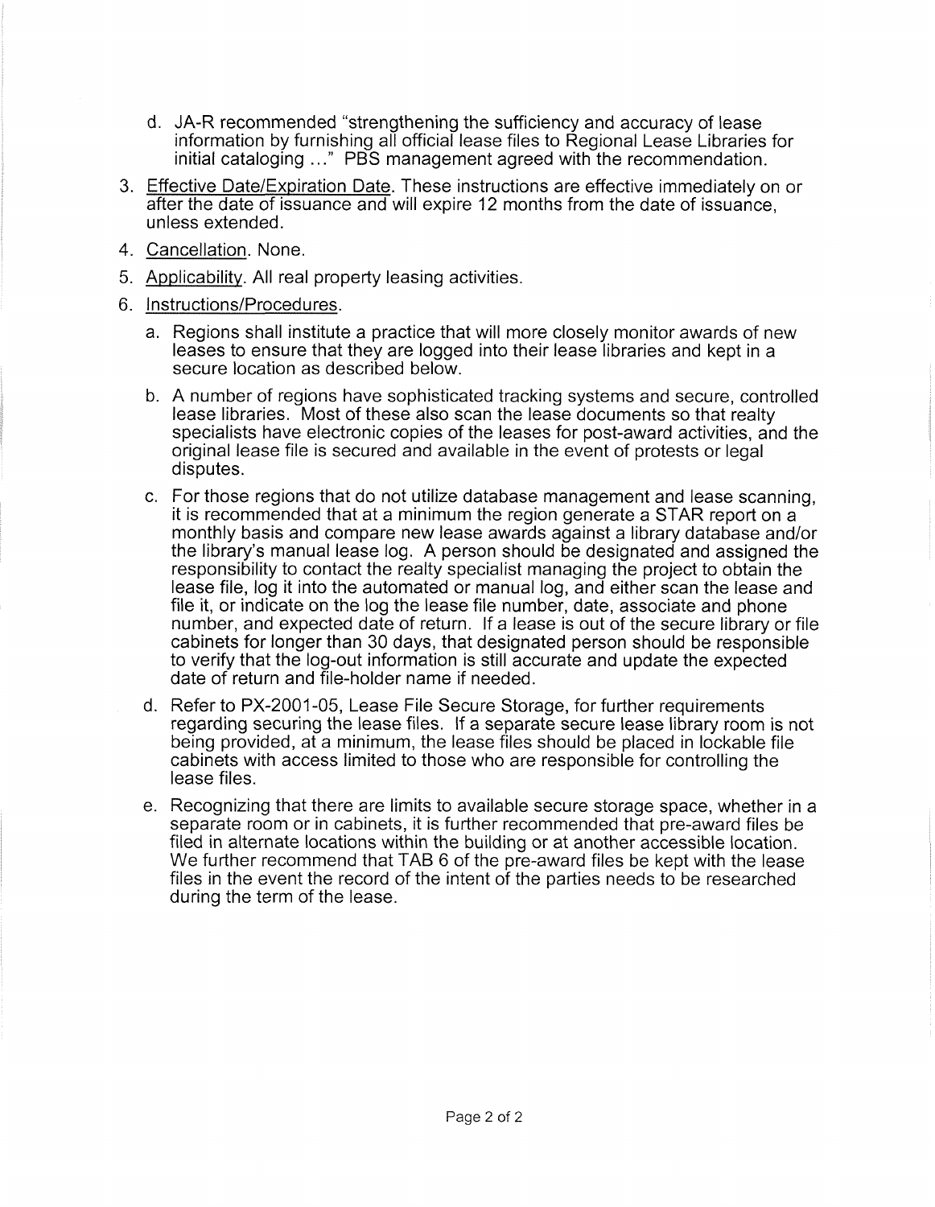d. JA-R recommended "strengthening the sufficiency and accuracy of lease information by furnishing all official lease files to Regional Lease Libraries for initial cataloging ..." PBS management agreed with the recommendation.

3. <u>Effective Date/Expiration Date</u>. These instructions are effective immediately on or after the date of issuance and will expire 12 months from the date of issuance, unless extended.

4. <u>Cancellation</u>. None.

5. <u>Applicability</u>. All real property leasing activities.

6. <u>Instructions/Procedures</u>.

   a. Regions shall institute a practice that will more closely monitor awards of new leases to ensure that they are logged into their lease libraries and kept in a secure location as described below.

   b. A number of regions have sophisticated tracking systems and secure, controlled lease libraries. Most of these also scan the lease documents so that realty specialists have electronic copies of the leases for post-award activities, and the original lease file is secured and available in the event of protests or legal disputes.

   c. For those regions that do not utilize database management and lease scanning, it is recommended that at a minimum the region generate a STAR report on a monthly basis and compare new lease awards against a library database and/or the library's manual lease log. A person should be designated and assigned the responsibility to contact the realty specialist managing the project to obtain the lease file, log it into the automated or manual log, and either scan the lease and file it, or indicate on the log the lease file number, date, associate and phone number, and expected date of return. If a lease is out of the secure library or file cabinets for longer than 30 days, that designated person should be responsible to verify that the log-out information is still accurate and update the expected date of return and file-holder name if needed.

   d. Refer to PX-2001-05, Lease File Secure Storage, for further requirements regarding securing the lease files. If a separate secure lease library room is not being provided, at a minimum, the lease files should be placed in lockable file cabinets with access limited to those who are responsible for controlling the lease files.

   e. Recognizing that there are limits to available secure storage space, whether in a separate room or in cabinets, it is further recommended that pre-award files be filed in alternate locations within the building or at another accessible location. We further recommend that TAB 6 of the pre-award files be kept with the lease files in the event the record of the intent of the parties needs to be researched during the term of the lease.